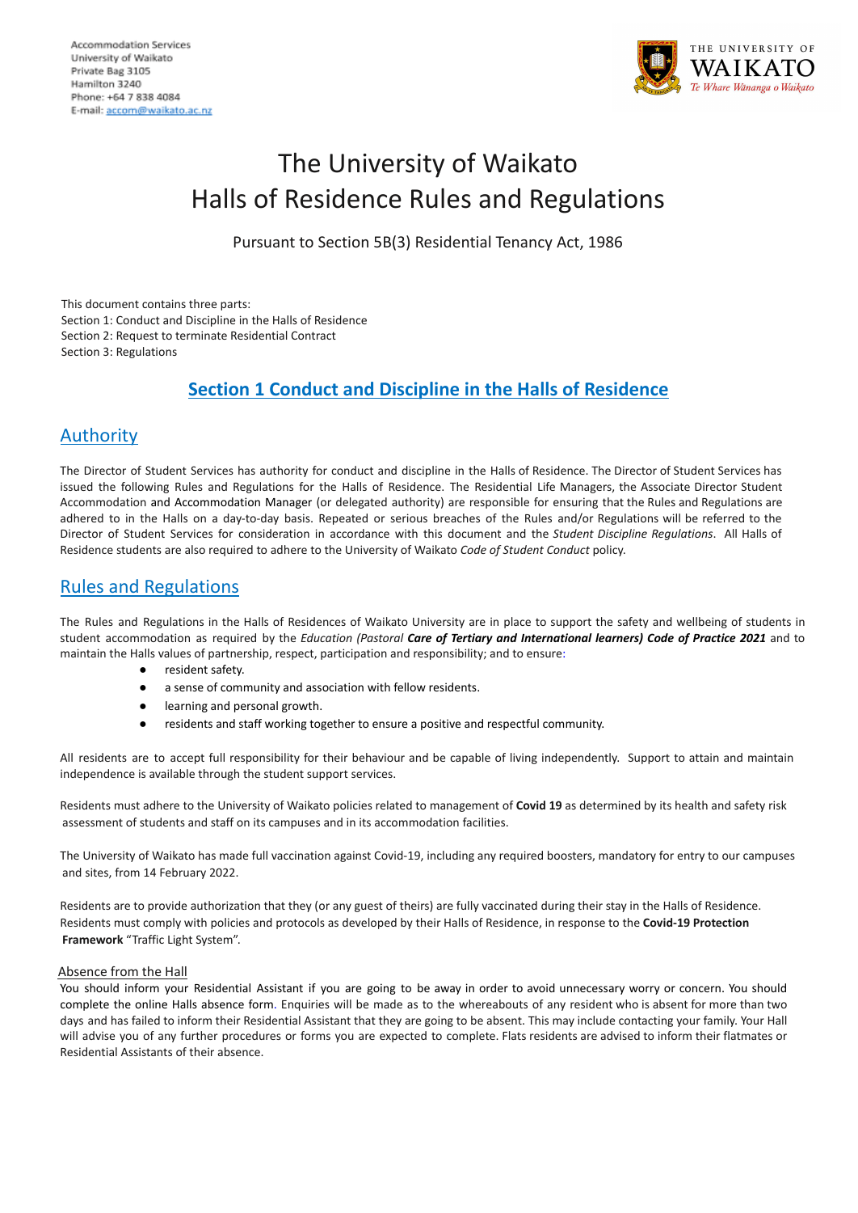Accommodation Services
University of Waikato
Private Bag 3105
Hamilton 3240
Phone: +64 7 838 4084
E-mail: accom@waikato.ac.nz

THE UNIVERSITY OF WAIKATO
*Te Whare Wānanga o Waikato*

# The University of Waikato
# Halls of Residence Rules and Regulations

Pursuant to Section 5B(3) Residential Tenancy Act, 1986

This document contains three parts:
Section 1: Conduct and Discipline in the Halls of Residence
Section 2: Request to terminate Residential Contract
Section 3: Regulations

## Section 1 Conduct and Discipline in the Halls of Residence

### Authority

The Director of Student Services has authority for conduct and discipline in the Halls of Residence. The Director of Student Services has issued the following Rules and Regulations for the Halls of Residence. The Residential Life Managers, the Associate Director Student Accommodation and Accommodation Manager (or delegated authority) are responsible for ensuring that the Rules and Regulations are adhered to in the Halls on a day-to-day basis. Repeated or serious breaches of the Rules and/or Regulations will be referred to the Director of Student Services for consideration in accordance with this document and the *Student Discipline Regulations*. All Halls of Residence students are also required to adhere to the University of Waikato *Code of Student Conduct* policy.

### Rules and Regulations

The Rules and Regulations in the Halls of Residences of Waikato University are in place to support the safety and wellbeing of students in student accommodation as required by the *Education (Pastoral **Care of Tertiary and International learners) Code of Practice 2021*** and to maintain the Halls values of partnership, respect, participation and responsibility; and to ensure:

- resident safety.
- a sense of community and association with fellow residents.
- learning and personal growth.
- residents and staff working together to ensure a positive and respectful community.

All residents are to accept full responsibility for their behaviour and be capable of living independently. Support to attain and maintain independence is available through the student support services.

Residents must adhere to the University of Waikato policies related to management of **Covid 19** as determined by its health and safety risk assessment of students and staff on its campuses and in its accommodation facilities.

The University of Waikato has made full vaccination against Covid-19, including any required boosters, mandatory for entry to our campuses and sites, from 14 February 2022.

Residents are to provide authorization that they (or any guest of theirs) are fully vaccinated during their stay in the Halls of Residence. Residents must comply with policies and protocols as developed by their Halls of Residence, in response to the **Covid-19 Protection Framework** "Traffic Light System".

Absence from the Hall

You should inform your Residential Assistant if you are going to be away in order to avoid unnecessary worry or concern. You should complete the online Halls absence form. Enquiries will be made as to the whereabouts of any resident who is absent for more than two days and has failed to inform their Residential Assistant that they are going to be absent. This may include contacting your family. Your Hall will advise you of any further procedures or forms you are expected to complete. Flats residents are advised to inform their flatmates or Residential Assistants of their absence.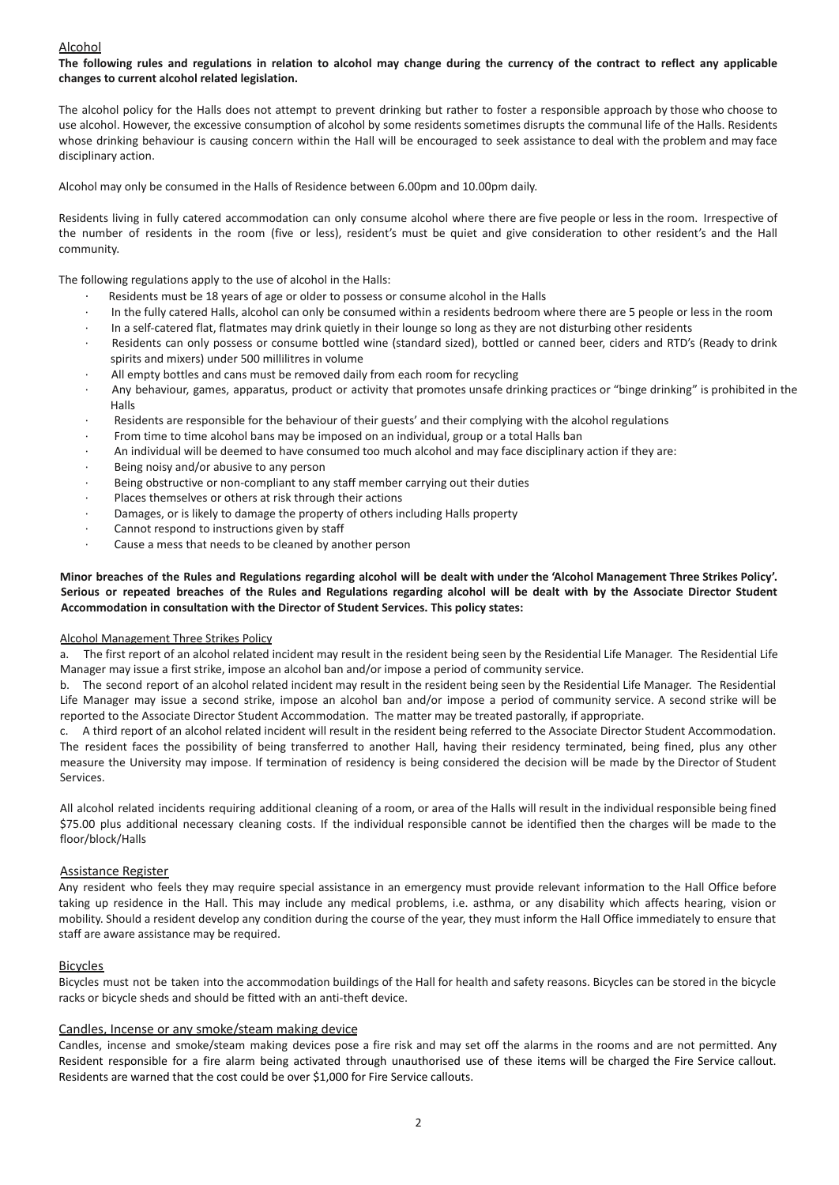## Alcohol

**The following rules and regulations in relation to alcohol may change during the currency of the contract to reflect any applicable changes to current alcohol related legislation.**

The alcohol policy for the Halls does not attempt to prevent drinking but rather to foster a responsible approach by those who choose to use alcohol. However, the excessive consumption of alcohol by some residents sometimes disrupts the communal life of the Halls. Residents whose drinking behaviour is causing concern within the Hall will be encouraged to seek assistance to deal with the problem and may face disciplinary action.

Alcohol may only be consumed in the Halls of Residence between 6.00pm and 10.00pm daily.

Residents living in fully catered accommodation can only consume alcohol where there are five people or less in the room. Irrespective of the number of residents in the room (five or less), resident's must be quiet and give consideration to other resident's and the Hall community.

The following regulations apply to the use of alcohol in the Halls:

- Residents must be 18 years of age or older to possess or consume alcohol in the Halls
- In the fully catered Halls, alcohol can only be consumed within a residents bedroom where there are 5 people or less in the room
- In a self-catered flat, flatmates may drink quietly in their lounge so long as they are not disturbing other residents
- Residents can only possess or consume bottled wine (standard sized), bottled or canned beer, ciders and RTD's (Ready to drink spirits and mixers) under 500 millilitres in volume
- All empty bottles and cans must be removed daily from each room for recycling
- Any behaviour, games, apparatus, product or activity that promotes unsafe drinking practices or "binge drinking" is prohibited in the Halls
- Residents are responsible for the behaviour of their guests' and their complying with the alcohol regulations
- From time to time alcohol bans may be imposed on an individual, group or a total Halls ban
- An individual will be deemed to have consumed too much alcohol and may face disciplinary action if they are:
- Being noisy and/or abusive to any person
- Being obstructive or non-compliant to any staff member carrying out their duties
- Places themselves or others at risk through their actions
- Damages, or is likely to damage the property of others including Halls property
- Cannot respond to instructions given by staff
- Cause a mess that needs to be cleaned by another person

**Minor breaches of the Rules and Regulations regarding alcohol will be dealt with under the 'Alcohol Management Three Strikes Policy'. Serious or repeated breaches of the Rules and Regulations regarding alcohol will be dealt with by the Associate Director Student Accommodation in consultation with the Director of Student Services. This policy states:**

### Alcohol Management Three Strikes Policy

a. The first report of an alcohol related incident may result in the resident being seen by the Residential Life Manager. The Residential Life Manager may issue a first strike, impose an alcohol ban and/or impose a period of community service.

b. The second report of an alcohol related incident may result in the resident being seen by the Residential Life Manager. The Residential Life Manager may issue a second strike, impose an alcohol ban and/or impose a period of community service. A second strike will be reported to the Associate Director Student Accommodation. The matter may be treated pastorally, if appropriate.

c. A third report of an alcohol related incident will result in the resident being referred to the Associate Director Student Accommodation. The resident faces the possibility of being transferred to another Hall, having their residency terminated, being fined, plus any other measure the University may impose. If termination of residency is being considered the decision will be made by the Director of Student Services.

All alcohol related incidents requiring additional cleaning of a room, or area of the Halls will result in the individual responsible being fined $75.00 plus additional necessary cleaning costs. If the individual responsible cannot be identified then the charges will be made to the floor/block/Halls

## Assistance Register

Any resident who feels they may require special assistance in an emergency must provide relevant information to the Hall Office before taking up residence in the Hall. This may include any medical problems, i.e. asthma, or any disability which affects hearing, vision or mobility. Should a resident develop any condition during the course of the year, they must inform the Hall Office immediately to ensure that staff are aware assistance may be required.

## Bicycles

Bicycles must not be taken into the accommodation buildings of the Hall for health and safety reasons. Bicycles can be stored in the bicycle racks or bicycle sheds and should be fitted with an anti-theft device.

## Candles, Incense or any smoke/steam making device

Candles, incense and smoke/steam making devices pose a fire risk and may set off the alarms in the rooms and are not permitted. Any Resident responsible for a fire alarm being activated through unauthorised use of these items will be charged the Fire Service callout. Residents are warned that the cost could be over $1,000 for Fire Service callouts.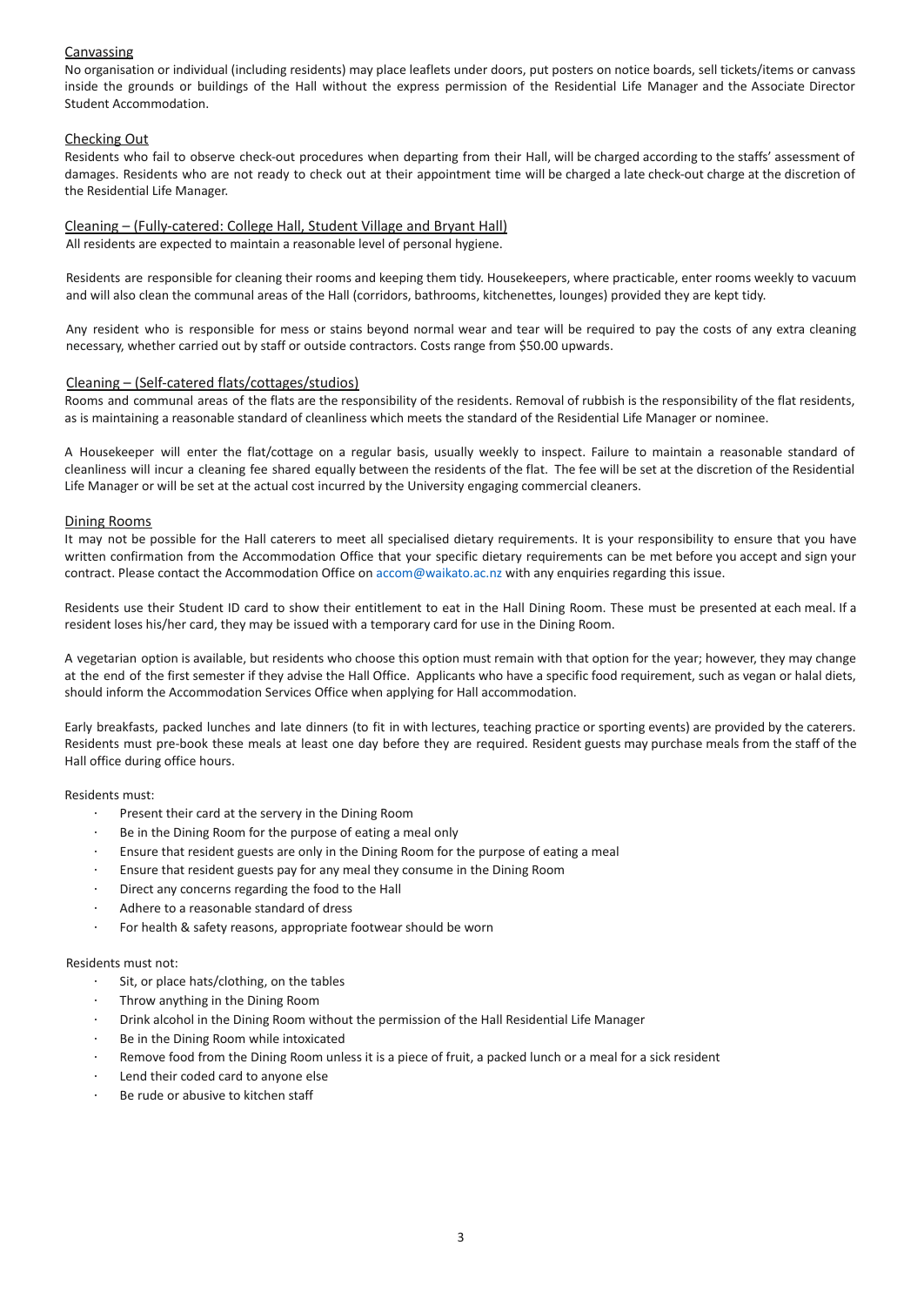## Canvassing

No organisation or individual (including residents) may place leaflets under doors, put posters on notice boards, sell tickets/items or canvass inside the grounds or buildings of the Hall without the express permission of the Residential Life Manager and the Associate Director Student Accommodation.

## Checking Out

Residents who fail to observe check-out procedures when departing from their Hall, will be charged according to the staffs' assessment of damages. Residents who are not ready to check out at their appointment time will be charged a late check-out charge at the discretion of the Residential Life Manager.

## Cleaning – (Fully-catered: College Hall, Student Village and Bryant Hall)

All residents are expected to maintain a reasonable level of personal hygiene.

Residents are responsible for cleaning their rooms and keeping them tidy. Housekeepers, where practicable, enter rooms weekly to vacuum and will also clean the communal areas of the Hall (corridors, bathrooms, kitchenettes, lounges) provided they are kept tidy.

Any resident who is responsible for mess or stains beyond normal wear and tear will be required to pay the costs of any extra cleaning necessary, whether carried out by staff or outside contractors. Costs range from $50.00 upwards.

## Cleaning – (Self-catered flats/cottages/studios)

Rooms and communal areas of the flats are the responsibility of the residents. Removal of rubbish is the responsibility of the flat residents, as is maintaining a reasonable standard of cleanliness which meets the standard of the Residential Life Manager or nominee.

A Housekeeper will enter the flat/cottage on a regular basis, usually weekly to inspect. Failure to maintain a reasonable standard of cleanliness will incur a cleaning fee shared equally between the residents of the flat. The fee will be set at the discretion of the Residential Life Manager or will be set at the actual cost incurred by the University engaging commercial cleaners.

## Dining Rooms

It may not be possible for the Hall caterers to meet all specialised dietary requirements. It is your responsibility to ensure that you have written confirmation from the Accommodation Office that your specific dietary requirements can be met before you accept and sign your contract. Please contact the Accommodation Office on accom@waikato.ac.nz with any enquiries regarding this issue.

Residents use their Student ID card to show their entitlement to eat in the Hall Dining Room. These must be presented at each meal. If a resident loses his/her card, they may be issued with a temporary card for use in the Dining Room.

A vegetarian option is available, but residents who choose this option must remain with that option for the year; however, they may change at the end of the first semester if they advise the Hall Office. Applicants who have a specific food requirement, such as vegan or halal diets, should inform the Accommodation Services Office when applying for Hall accommodation.

Early breakfasts, packed lunches and late dinners (to fit in with lectures, teaching practice or sporting events) are provided by the caterers. Residents must pre-book these meals at least one day before they are required. Resident guests may purchase meals from the staff of the Hall office during office hours.

Residents must:

- Present their card at the servery in the Dining Room
- Be in the Dining Room for the purpose of eating a meal only
- Ensure that resident guests are only in the Dining Room for the purpose of eating a meal
- Ensure that resident guests pay for any meal they consume in the Dining Room
- Direct any concerns regarding the food to the Hall
- Adhere to a reasonable standard of dress
- For health & safety reasons, appropriate footwear should be worn

Residents must not:

- Sit, or place hats/clothing, on the tables
- Throw anything in the Dining Room
- Drink alcohol in the Dining Room without the permission of the Hall Residential Life Manager
- Be in the Dining Room while intoxicated
- Remove food from the Dining Room unless it is a piece of fruit, a packed lunch or a meal for a sick resident
- Lend their coded card to anyone else
- Be rude or abusive to kitchen staff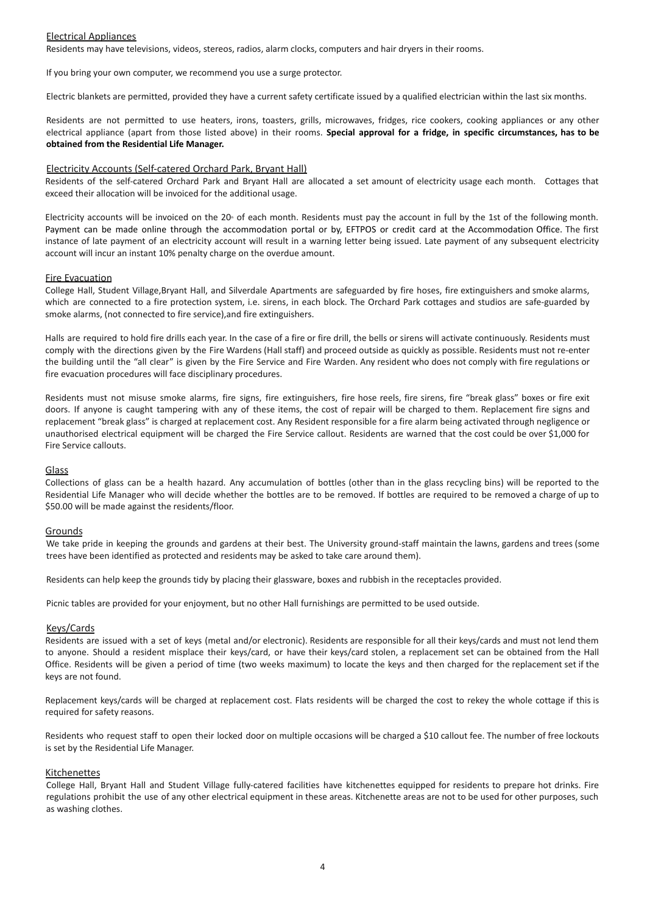## Electrical Appliances

Residents may have televisions, videos, stereos, radios, alarm clocks, computers and hair dryers in their rooms.

If you bring your own computer, we recommend you use a surge protector.

Electric blankets are permitted, provided they have a current safety certificate issued by a qualified electrician within the last six months.

Residents are not permitted to use heaters, irons, toasters, grills, microwaves, fridges, rice cookers, cooking appliances or any other electrical appliance (apart from those listed above) in their rooms. **Special approval for a fridge, in specific circumstances, has to be obtained from the Residential Life Manager.**

## Electricity Accounts (Self-catered Orchard Park, Bryant Hall)

Residents of the self-catered Orchard Park and Bryant Hall are allocated a set amount of electricity usage each month. Cottages that exceed their allocation will be invoiced for the additional usage.

Electricity accounts will be invoiced on the 20th of each month. Residents must pay the account in full by the 1st of the following month. Payment can be made online through the accommodation portal or by, EFTPOS or credit card at the Accommodation Office. The first instance of late payment of an electricity account will result in a warning letter being issued. Late payment of any subsequent electricity account will incur an instant 10% penalty charge on the overdue amount.

## Fire Evacuation

College Hall, Student Village,Bryant Hall, and Silverdale Apartments are safeguarded by fire hoses, fire extinguishers and smoke alarms, which are connected to a fire protection system, i.e. sirens, in each block. The Orchard Park cottages and studios are safe-guarded by smoke alarms, (not connected to fire service),and fire extinguishers.

Halls are required to hold fire drills each year. In the case of a fire or fire drill, the bells or sirens will activate continuously. Residents must comply with the directions given by the Fire Wardens (Hall staff) and proceed outside as quickly as possible. Residents must not re-enter the building until the "all clear" is given by the Fire Service and Fire Warden. Any resident who does not comply with fire regulations or fire evacuation procedures will face disciplinary procedures.

Residents must not misuse smoke alarms, fire signs, fire extinguishers, fire hose reels, fire sirens, fire "break glass" boxes or fire exit doors. If anyone is caught tampering with any of these items, the cost of repair will be charged to them. Replacement fire signs and replacement "break glass" is charged at replacement cost. Any Resident responsible for a fire alarm being activated through negligence or unauthorised electrical equipment will be charged the Fire Service callout. Residents are warned that the cost could be over $1,000 for Fire Service callouts.

## Glass

Collections of glass can be a health hazard. Any accumulation of bottles (other than in the glass recycling bins) will be reported to the Residential Life Manager who will decide whether the bottles are to be removed. If bottles are required to be removed a charge of up to $50.00 will be made against the residents/floor.

## Grounds

We take pride in keeping the grounds and gardens at their best. The University ground-staff maintain the lawns, gardens and trees (some trees have been identified as protected and residents may be asked to take care around them).

Residents can help keep the grounds tidy by placing their glassware, boxes and rubbish in the receptacles provided.

Picnic tables are provided for your enjoyment, but no other Hall furnishings are permitted to be used outside.

## Keys/Cards

Residents are issued with a set of keys (metal and/or electronic). Residents are responsible for all their keys/cards and must not lend them to anyone. Should a resident misplace their keys/card, or have their keys/card stolen, a replacement set can be obtained from the Hall Office. Residents will be given a period of time (two weeks maximum) to locate the keys and then charged for the replacement set if the keys are not found.

Replacement keys/cards will be charged at replacement cost. Flats residents will be charged the cost to rekey the whole cottage if this is required for safety reasons.

Residents who request staff to open their locked door on multiple occasions will be charged a $10 callout fee. The number of free lockouts is set by the Residential Life Manager.

## Kitchenettes

College Hall, Bryant Hall and Student Village fully-catered facilities have kitchenettes equipped for residents to prepare hot drinks. Fire regulations prohibit the use of any other electrical equipment in these areas. Kitchenette areas are not to be used for other purposes, such as washing clothes.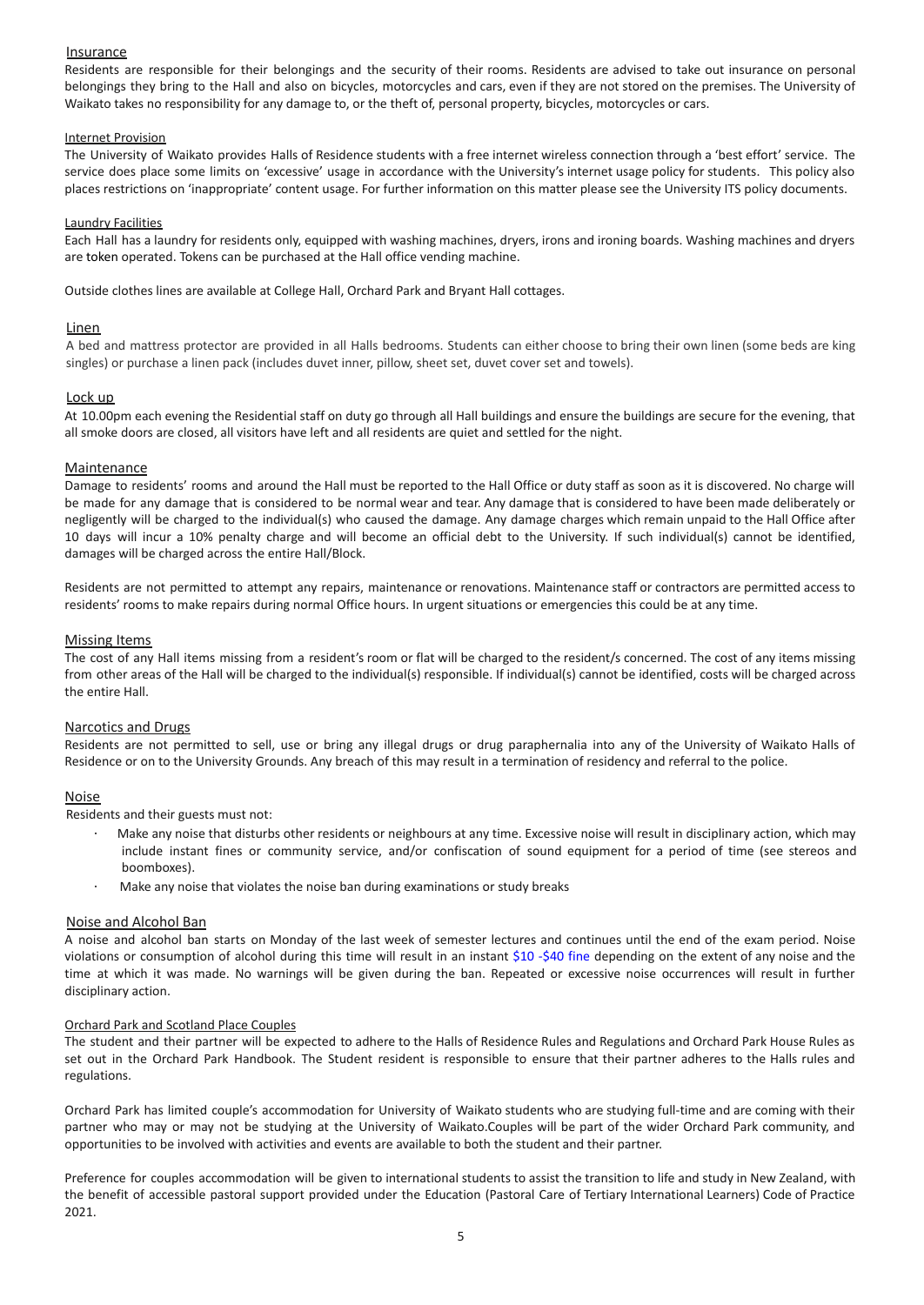## Insurance

Residents are responsible for their belongings and the security of their rooms. Residents are advised to take out insurance on personal belongings they bring to the Hall and also on bicycles, motorcycles and cars, even if they are not stored on the premises. The University of Waikato takes no responsibility for any damage to, or the theft of, personal property, bicycles, motorcycles or cars.

## Internet Provision

The University of Waikato provides Halls of Residence students with a free internet wireless connection through a 'best effort' service. The service does place some limits on 'excessive' usage in accordance with the University's internet usage policy for students. This policy also places restrictions on 'inappropriate' content usage. For further information on this matter please see the University ITS policy documents.

## Laundry Facilities

Each Hall has a laundry for residents only, equipped with washing machines, dryers, irons and ironing boards. Washing machines and dryers are token operated. Tokens can be purchased at the Hall office vending machine.

Outside clothes lines are available at College Hall, Orchard Park and Bryant Hall cottages.

## Linen

A bed and mattress protector are provided in all Halls bedrooms. Students can either choose to bring their own linen (some beds are king singles) or purchase a linen pack (includes duvet inner, pillow, sheet set, duvet cover set and towels).

## Lock up

At 10.00pm each evening the Residential staff on duty go through all Hall buildings and ensure the buildings are secure for the evening, that all smoke doors are closed, all visitors have left and all residents are quiet and settled for the night.

## Maintenance

Damage to residents' rooms and around the Hall must be reported to the Hall Office or duty staff as soon as it is discovered. No charge will be made for any damage that is considered to be normal wear and tear. Any damage that is considered to have been made deliberately or negligently will be charged to the individual(s) who caused the damage. Any damage charges which remain unpaid to the Hall Office after 10 days will incur a 10% penalty charge and will become an official debt to the University. If such individual(s) cannot be identified, damages will be charged across the entire Hall/Block.

Residents are not permitted to attempt any repairs, maintenance or renovations. Maintenance staff or contractors are permitted access to residents' rooms to make repairs during normal Office hours. In urgent situations or emergencies this could be at any time.

## Missing Items

The cost of any Hall items missing from a resident's room or flat will be charged to the resident/s concerned. The cost of any items missing from other areas of the Hall will be charged to the individual(s) responsible. If individual(s) cannot be identified, costs will be charged across the entire Hall.

## Narcotics and Drugs

Residents are not permitted to sell, use or bring any illegal drugs or drug paraphernalia into any of the University of Waikato Halls of Residence or on to the University Grounds. Any breach of this may result in a termination of residency and referral to the police.

## Noise

Residents and their guests must not:

- Make any noise that disturbs other residents or neighbours at any time. Excessive noise will result in disciplinary action, which may include instant fines or community service, and/or confiscation of sound equipment for a period of time (see stereos and boomboxes).
- Make any noise that violates the noise ban during examinations or study breaks

## Noise and Alcohol Ban

A noise and alcohol ban starts on Monday of the last week of semester lectures and continues until the end of the exam period. Noise violations or consumption of alcohol during this time will result in an instant $10 -$40 fine depending on the extent of any noise and the time at which it was made. No warnings will be given during the ban. Repeated or excessive noise occurrences will result in further disciplinary action.

## Orchard Park and Scotland Place Couples

The student and their partner will be expected to adhere to the Halls of Residence Rules and Regulations and Orchard Park House Rules as set out in the Orchard Park Handbook. The Student resident is responsible to ensure that their partner adheres to the Halls rules and regulations.

Orchard Park has limited couple's accommodation for University of Waikato students who are studying full-time and are coming with their partner who may or may not be studying at the University of Waikato.Couples will be part of the wider Orchard Park community, and opportunities to be involved with activities and events are available to both the student and their partner.

Preference for couples accommodation will be given to international students to assist the transition to life and study in New Zealand, with the benefit of accessible pastoral support provided under the Education (Pastoral Care of Tertiary International Learners) Code of Practice 2021.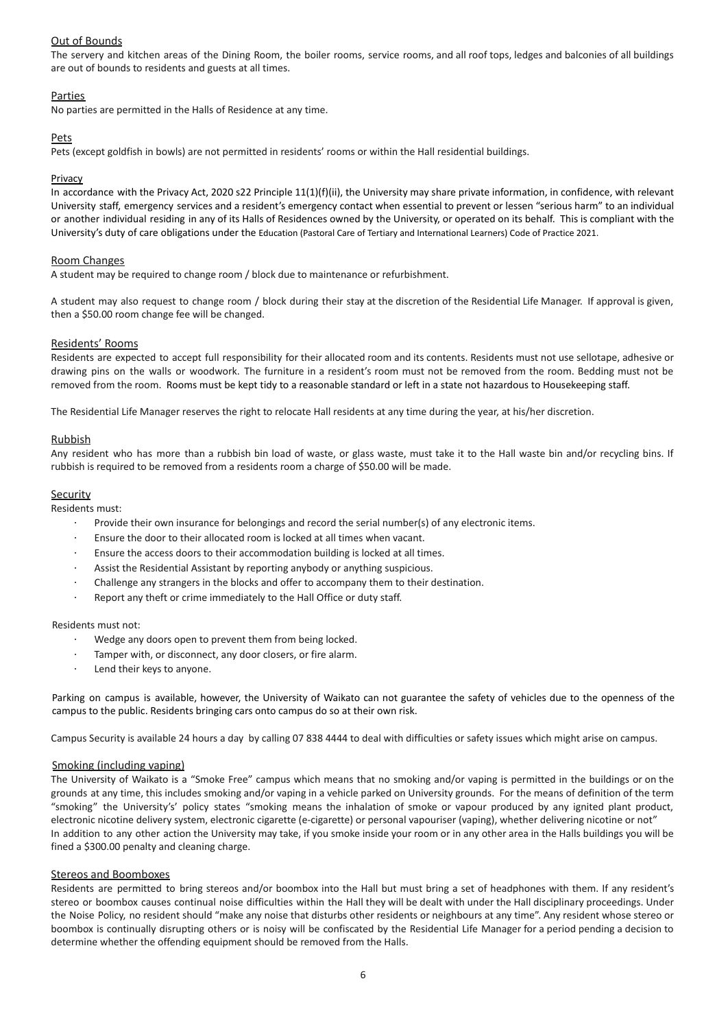## Out of Bounds

The servery and kitchen areas of the Dining Room, the boiler rooms, service rooms, and all roof tops, ledges and balconies of all buildings are out of bounds to residents and guests at all times.

## Parties

No parties are permitted in the Halls of Residence at any time.

## Pets

Pets (except goldfish in bowls) are not permitted in residents' rooms or within the Hall residential buildings.

## Privacy

In accordance with the Privacy Act, 2020 s22 Principle 11(1)(f)(ii), the University may share private information, in confidence, with relevant University staff, emergency services and a resident's emergency contact when essential to prevent or lessen "serious harm" to an individual or another individual residing in any of its Halls of Residences owned by the University, or operated on its behalf. This is compliant with the University's duty of care obligations under the Education (Pastoral Care of Tertiary and International Learners) Code of Practice 2021.

## Room Changes

A student may be required to change room / block due to maintenance or refurbishment.

A student may also request to change room / block during their stay at the discretion of the Residential Life Manager. If approval is given, then a $50.00 room change fee will be changed.

## Residents' Rooms

Residents are expected to accept full responsibility for their allocated room and its contents. Residents must not use sellotape, adhesive or drawing pins on the walls or woodwork. The furniture in a resident's room must not be removed from the room. Bedding must not be removed from the room. Rooms must be kept tidy to a reasonable standard or left in a state not hazardous to Housekeeping staff.

The Residential Life Manager reserves the right to relocate Hall residents at any time during the year, at his/her discretion.

## Rubbish

Any resident who has more than a rubbish bin load of waste, or glass waste, must take it to the Hall waste bin and/or recycling bins. If rubbish is required to be removed from a residents room a charge of $50.00 will be made.

## Security

Residents must:

- Provide their own insurance for belongings and record the serial number(s) of any electronic items.
- Ensure the door to their allocated room is locked at all times when vacant.
- Ensure the access doors to their accommodation building is locked at all times.
- Assist the Residential Assistant by reporting anybody or anything suspicious.
- Challenge any strangers in the blocks and offer to accompany them to their destination.
- Report any theft or crime immediately to the Hall Office or duty staff.

Residents must not:

- Wedge any doors open to prevent them from being locked.
- Tamper with, or disconnect, any door closers, or fire alarm.
- Lend their keys to anyone.

Parking on campus is available, however, the University of Waikato can not guarantee the safety of vehicles due to the openness of the campus to the public. Residents bringing cars onto campus do so at their own risk.

Campus Security is available 24 hours a day by calling 07 838 4444 to deal with difficulties or safety issues which might arise on campus.

## Smoking (including vaping)

The University of Waikato is a "Smoke Free" campus which means that no smoking and/or vaping is permitted in the buildings or on the grounds at any time, this includes smoking and/or vaping in a vehicle parked on University grounds. For the means of definition of the term "smoking" the University's' policy states "smoking means the inhalation of smoke or vapour produced by any ignited plant product, electronic nicotine delivery system, electronic cigarette (e-cigarette) or personal vapouriser (vaping), whether delivering nicotine or not"
In addition to any other action the University may take, if you smoke inside your room or in any other area in the Halls buildings you will be fined a $300.00 penalty and cleaning charge.

## Stereos and Boomboxes

Residents are permitted to bring stereos and/or boombox into the Hall but must bring a set of headphones with them. If any resident's stereo or boombox causes continual noise difficulties within the Hall they will be dealt with under the Hall disciplinary proceedings. Under the Noise Policy, no resident should "make any noise that disturbs other residents or neighbours at any time". Any resident whose stereo or boombox is continually disrupting others or is noisy will be confiscated by the Residential Life Manager for a period pending a decision to determine whether the offending equipment should be removed from the Halls.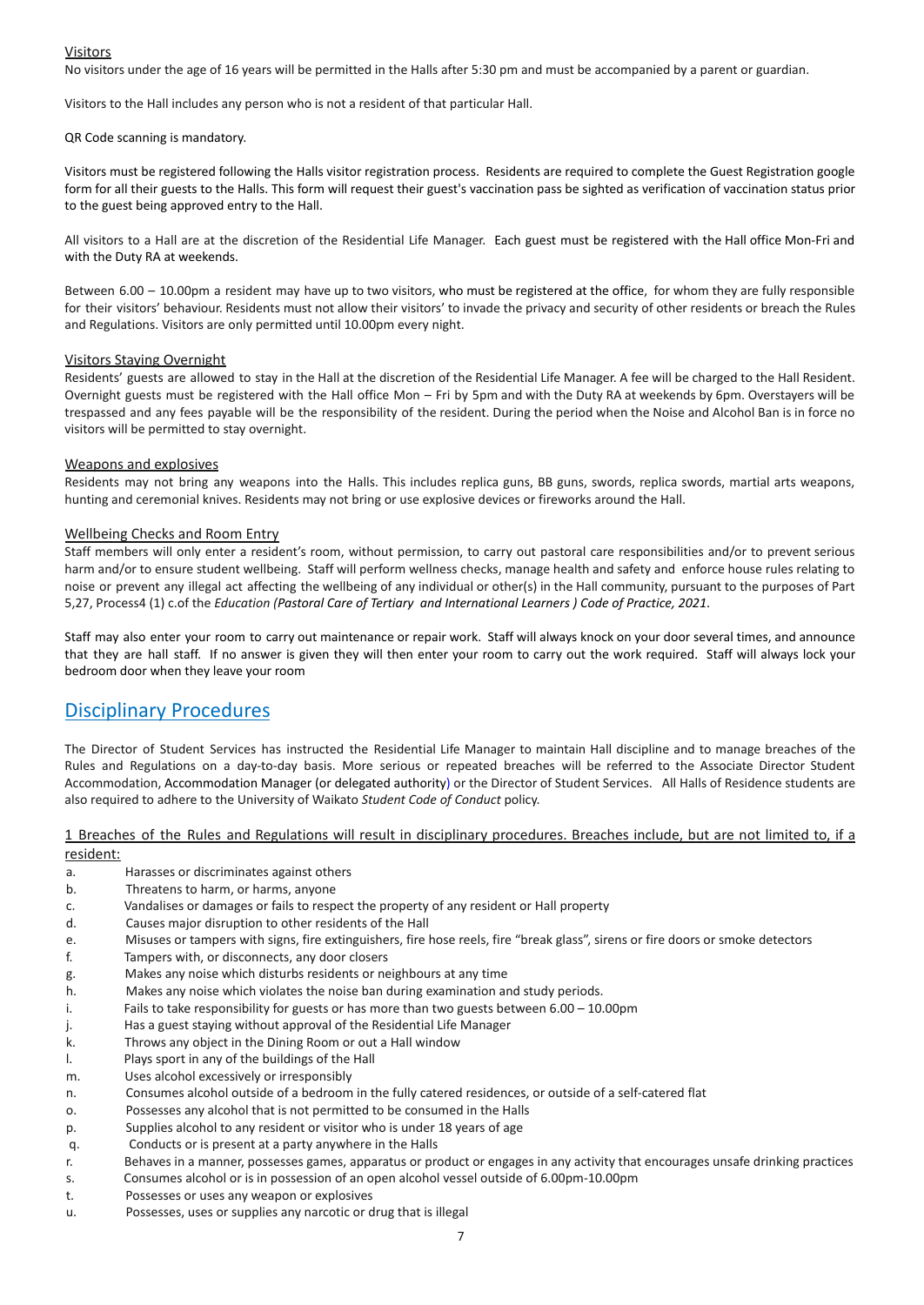Visitors

No visitors under the age of 16 years will be permitted in the Halls after 5:30 pm and must be accompanied by a parent or guardian.

Visitors to the Hall includes any person who is not a resident of that particular Hall.

QR Code scanning is mandatory.

Visitors must be registered following the Halls visitor registration process. Residents are required to complete the Guest Registration google form for all their guests to the Halls. This form will request their guest's vaccination pass be sighted as verification of vaccination status prior to the guest being approved entry to the Hall.

All visitors to a Hall are at the discretion of the Residential Life Manager. Each guest must be registered with the Hall office Mon-Fri and with the Duty RA at weekends.

Between 6.00 – 10.00pm a resident may have up to two visitors, who must be registered at the office, for whom they are fully responsible for their visitors' behaviour. Residents must not allow their visitors' to invade the privacy and security of other residents or breach the Rules and Regulations. Visitors are only permitted until 10.00pm every night.

Visitors Staying Overnight

Residents' guests are allowed to stay in the Hall at the discretion of the Residential Life Manager. A fee will be charged to the Hall Resident. Overnight guests must be registered with the Hall office Mon – Fri by 5pm and with the Duty RA at weekends by 6pm. Overstayers will be trespassed and any fees payable will be the responsibility of the resident. During the period when the Noise and Alcohol Ban is in force no visitors will be permitted to stay overnight.

Weapons and explosives

Residents may not bring any weapons into the Halls. This includes replica guns, BB guns, swords, replica swords, martial arts weapons, hunting and ceremonial knives. Residents may not bring or use explosive devices or fireworks around the Hall.

Wellbeing Checks and Room Entry

Staff members will only enter a resident's room, without permission, to carry out pastoral care responsibilities and/or to prevent serious harm and/or to ensure student wellbeing. Staff will perform wellness checks, manage health and safety and enforce house rules relating to noise or prevent any illegal act affecting the wellbeing of any individual or other(s) in the Hall community, pursuant to the purposes of Part 5,27, Process4 (1) c.of the *Education (Pastoral Care of Tertiary and International Learners ) Code of Practice, 2021*.

Staff may also enter your room to carry out maintenance or repair work. Staff will always knock on your door several times, and announce that they are hall staff. If no answer is given they will then enter your room to carry out the work required. Staff will always lock your bedroom door when they leave your room

## Disciplinary Procedures

The Director of Student Services has instructed the Residential Life Manager to maintain Hall discipline and to manage breaches of the Rules and Regulations on a day-to-day basis. More serious or repeated breaches will be referred to the Associate Director Student Accommodation, Accommodation Manager (or delegated authority) or the Director of Student Services. All Halls of Residence students are also required to adhere to the University of Waikato *Student Code of Conduct* policy.

1 Breaches of the Rules and Regulations will result in disciplinary procedures. Breaches include, but are not limited to, if a resident:

a. Harasses or discriminates against others
b. Threatens to harm, or harms, anyone
c. Vandalises or damages or fails to respect the property of any resident or Hall property
d. Causes major disruption to other residents of the Hall
e. Misuses or tampers with signs, fire extinguishers, fire hose reels, fire "break glass", sirens or fire doors or smoke detectors
f. Tampers with, or disconnects, any door closers
g. Makes any noise which disturbs residents or neighbours at any time
h. Makes any noise which violates the noise ban during examination and study periods.
i. Fails to take responsibility for guests or has more than two guests between 6.00 – 10.00pm
j. Has a guest staying without approval of the Residential Life Manager
k. Throws any object in the Dining Room or out a Hall window
l. Plays sport in any of the buildings of the Hall
m. Uses alcohol excessively or irresponsibly
n. Consumes alcohol outside of a bedroom in the fully catered residences, or outside of a self-catered flat
o. Possesses any alcohol that is not permitted to be consumed in the Halls
p. Supplies alcohol to any resident or visitor who is under 18 years of age
q. Conducts or is present at a party anywhere in the Halls
r. Behaves in a manner, possesses games, apparatus or product or engages in any activity that encourages unsafe drinking practices
s. Consumes alcohol or is in possession of an open alcohol vessel outside of 6.00pm-10.00pm
t. Possesses or uses any weapon or explosives
u. Possesses, uses or supplies any narcotic or drug that is illegal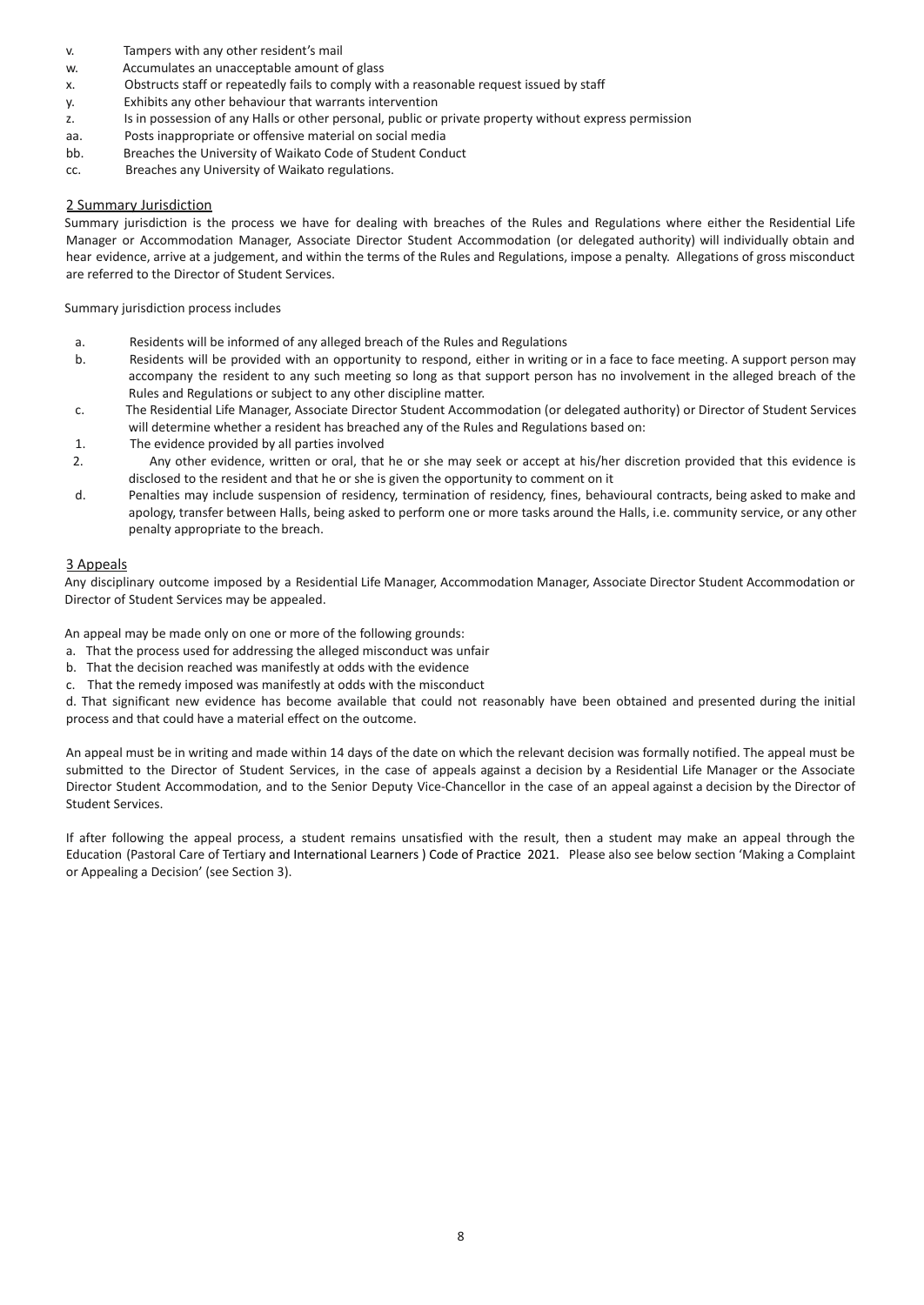v. Tampers with any other resident's mail
w. Accumulates an unacceptable amount of glass
x. Obstructs staff or repeatedly fails to comply with a reasonable request issued by staff
y. Exhibits any other behaviour that warrants intervention
z. Is in possession of any Halls or other personal, public or private property without express permission
aa. Posts inappropriate or offensive material on social media
bb. Breaches the University of Waikato Code of Student Conduct
cc. Breaches any University of Waikato regulations.

## 2 Summary Jurisdiction

Summary jurisdiction is the process we have for dealing with breaches of the Rules and Regulations where either the Residential Life Manager or Accommodation Manager, Associate Director Student Accommodation (or delegated authority) will individually obtain and hear evidence, arrive at a judgement, and within the terms of the Rules and Regulations, impose a penalty. Allegations of gross misconduct are referred to the Director of Student Services.

Summary jurisdiction process includes

a. Residents will be informed of any alleged breach of the Rules and Regulations
b. Residents will be provided with an opportunity to respond, either in writing or in a face to face meeting. A support person may accompany the resident to any such meeting so long as that support person has no involvement in the alleged breach of the Rules and Regulations or subject to any other discipline matter.
c. The Residential Life Manager, Associate Director Student Accommodation (or delegated authority) or Director of Student Services will determine whether a resident has breached any of the Rules and Regulations based on:
1. The evidence provided by all parties involved
2. Any other evidence, written or oral, that he or she may seek or accept at his/her discretion provided that this evidence is disclosed to the resident and that he or she is given the opportunity to comment on it
d. Penalties may include suspension of residency, termination of residency, fines, behavioural contracts, being asked to make and apology, transfer between Halls, being asked to perform one or more tasks around the Halls, i.e. community service, or any other penalty appropriate to the breach.

## 3 Appeals

Any disciplinary outcome imposed by a Residential Life Manager, Accommodation Manager, Associate Director Student Accommodation or Director of Student Services may be appealed.

An appeal may be made only on one or more of the following grounds:

a. That the process used for addressing the alleged misconduct was unfair
b. That the decision reached was manifestly at odds with the evidence
c. That the remedy imposed was manifestly at odds with the misconduct
d. That significant new evidence has become available that could not reasonably have been obtained and presented during the initial process and that could have a material effect on the outcome.

An appeal must be in writing and made within 14 days of the date on which the relevant decision was formally notified. The appeal must be submitted to the Director of Student Services, in the case of appeals against a decision by a Residential Life Manager or the Associate Director Student Accommodation, and to the Senior Deputy Vice-Chancellor in the case of an appeal against a decision by the Director of Student Services.

If after following the appeal process, a student remains unsatisfied with the result, then a student may make an appeal through the Education (Pastoral Care of Tertiary and International Learners ) Code of Practice 2021. Please also see below section 'Making a Complaint or Appealing a Decision' (see Section 3).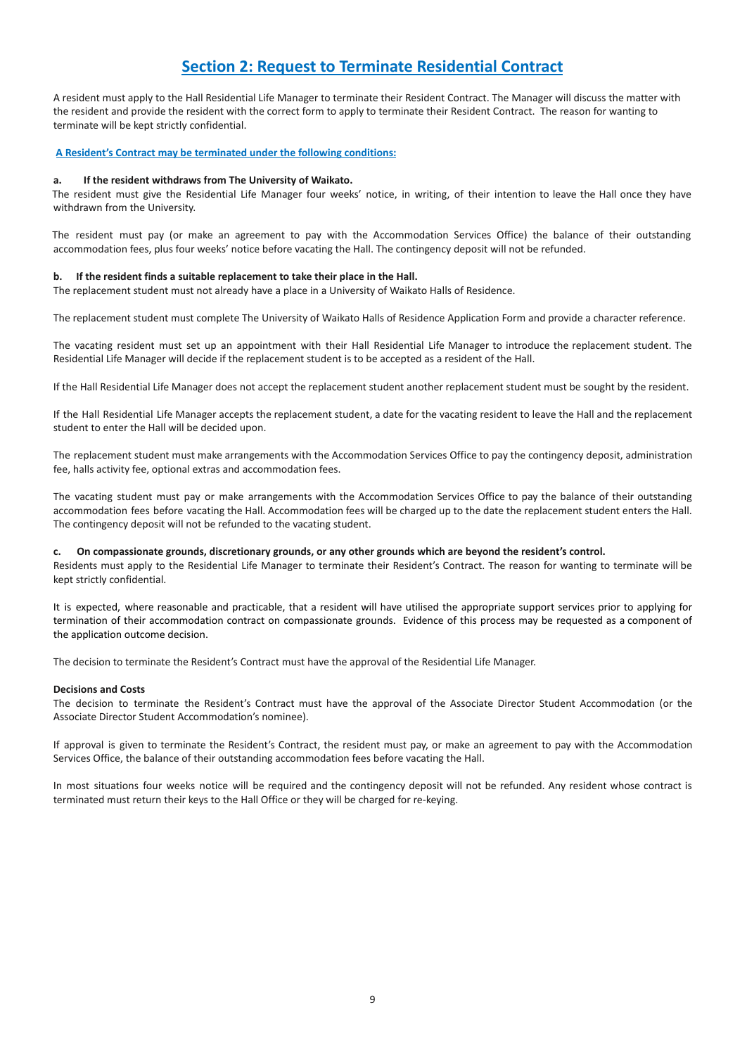# Section 2: Request to Terminate Residential Contract

A resident must apply to the Hall Residential Life Manager to terminate their Resident Contract. The Manager will discuss the matter with the resident and provide the resident with the correct form to apply to terminate their Resident Contract. The reason for wanting to terminate will be kept strictly confidential.

**A Resident's Contract may be terminated under the following conditions:**

**a. If the resident withdraws from The University of Waikato.**

The resident must give the Residential Life Manager four weeks' notice, in writing, of their intention to leave the Hall once they have withdrawn from the University.

The resident must pay (or make an agreement to pay with the Accommodation Services Office) the balance of their outstanding accommodation fees, plus four weeks' notice before vacating the Hall. The contingency deposit will not be refunded.

**b. If the resident finds a suitable replacement to take their place in the Hall.**

The replacement student must not already have a place in a University of Waikato Halls of Residence.

The replacement student must complete The University of Waikato Halls of Residence Application Form and provide a character reference.

The vacating resident must set up an appointment with their Hall Residential Life Manager to introduce the replacement student. The Residential Life Manager will decide if the replacement student is to be accepted as a resident of the Hall.

If the Hall Residential Life Manager does not accept the replacement student another replacement student must be sought by the resident.

If the Hall Residential Life Manager accepts the replacement student, a date for the vacating resident to leave the Hall and the replacement student to enter the Hall will be decided upon.

The replacement student must make arrangements with the Accommodation Services Office to pay the contingency deposit, administration fee, halls activity fee, optional extras and accommodation fees.

The vacating student must pay or make arrangements with the Accommodation Services Office to pay the balance of their outstanding accommodation fees before vacating the Hall. Accommodation fees will be charged up to the date the replacement student enters the Hall. The contingency deposit will not be refunded to the vacating student.

**c. On compassionate grounds, discretionary grounds, or any other grounds which are beyond the resident's control.**

Residents must apply to the Residential Life Manager to terminate their Resident's Contract. The reason for wanting to terminate will be kept strictly confidential.

It is expected, where reasonable and practicable, that a resident will have utilised the appropriate support services prior to applying for termination of their accommodation contract on compassionate grounds. Evidence of this process may be requested as a component of the application outcome decision.

The decision to terminate the Resident's Contract must have the approval of the Residential Life Manager.

**Decisions and Costs**

The decision to terminate the Resident's Contract must have the approval of the Associate Director Student Accommodation (or the Associate Director Student Accommodation's nominee).

If approval is given to terminate the Resident's Contract, the resident must pay, or make an agreement to pay with the Accommodation Services Office, the balance of their outstanding accommodation fees before vacating the Hall.

In most situations four weeks notice will be required and the contingency deposit will not be refunded. Any resident whose contract is terminated must return their keys to the Hall Office or they will be charged for re-keying.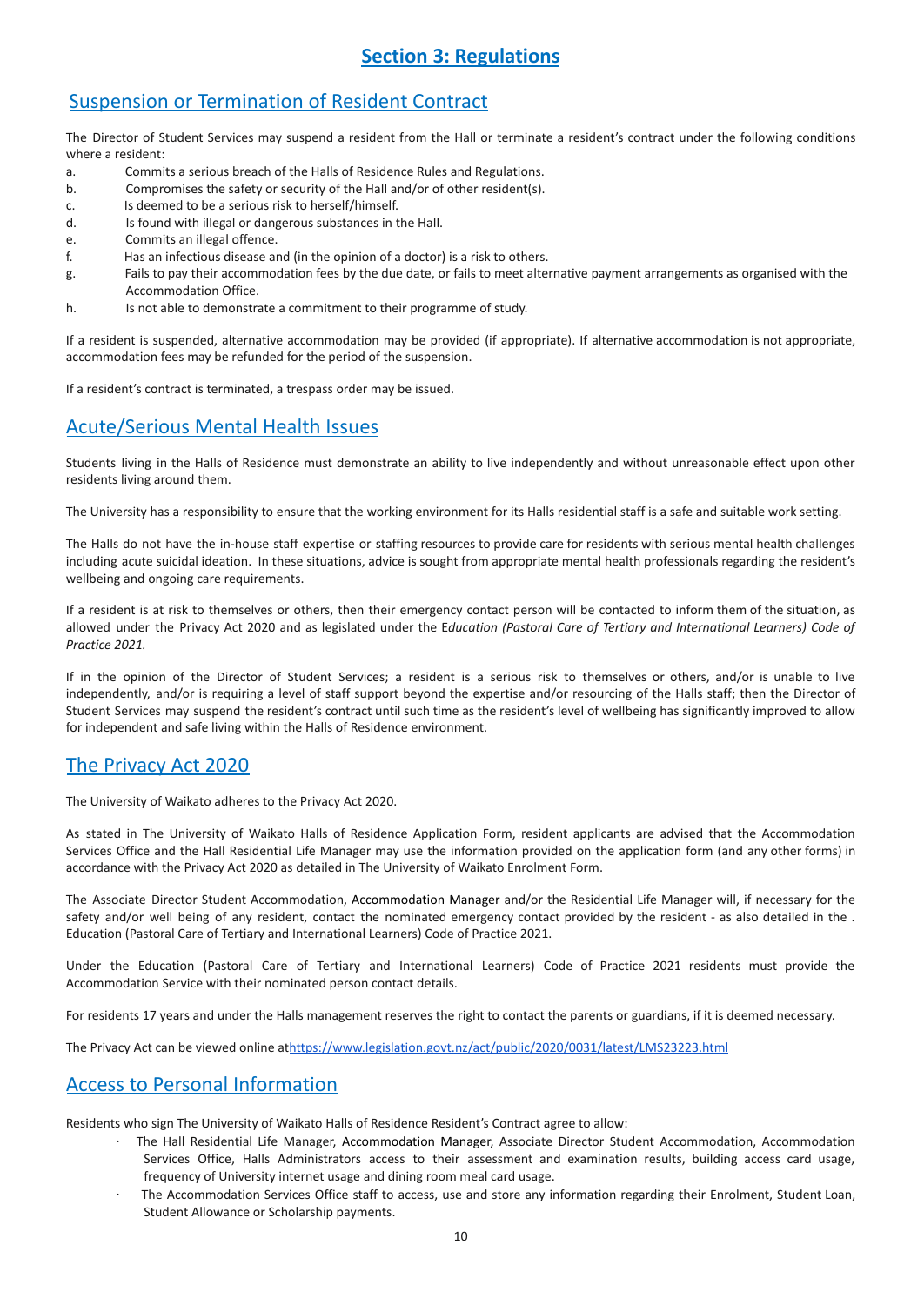# Section 3: Regulations

## Suspension or Termination of Resident Contract

The Director of Student Services may suspend a resident from the Hall or terminate a resident's contract under the following conditions where a resident:

a. Commits a serious breach of the Halls of Residence Rules and Regulations.
b. Compromises the safety or security of the Hall and/or of other resident(s).
c. Is deemed to be a serious risk to herself/himself.
d. Is found with illegal or dangerous substances in the Hall.
e. Commits an illegal offence.
f. Has an infectious disease and (in the opinion of a doctor) is a risk to others.
g. Fails to pay their accommodation fees by the due date, or fails to meet alternative payment arrangements as organised with the Accommodation Office.
h. Is not able to demonstrate a commitment to their programme of study.

If a resident is suspended, alternative accommodation may be provided (if appropriate). If alternative accommodation is not appropriate, accommodation fees may be refunded for the period of the suspension.

If a resident's contract is terminated, a trespass order may be issued.

## Acute/Serious Mental Health Issues

Students living in the Halls of Residence must demonstrate an ability to live independently and without unreasonable effect upon other residents living around them.

The University has a responsibility to ensure that the working environment for its Halls residential staff is a safe and suitable work setting.

The Halls do not have the in-house staff expertise or staffing resources to provide care for residents with serious mental health challenges including acute suicidal ideation. In these situations, advice is sought from appropriate mental health professionals regarding the resident's wellbeing and ongoing care requirements.

If a resident is at risk to themselves or others, then their emergency contact person will be contacted to inform them of the situation, as allowed under the Privacy Act 2020 and as legislated under the E*ducation (Pastoral Care of Tertiary and International Learners) Code of Practice 2021.*

If in the opinion of the Director of Student Services; a resident is a serious risk to themselves or others, and/or is unable to live independently, and/or is requiring a level of staff support beyond the expertise and/or resourcing of the Halls staff; then the Director of Student Services may suspend the resident's contract until such time as the resident's level of wellbeing has significantly improved to allow for independent and safe living within the Halls of Residence environment.

## The Privacy Act 2020

The University of Waikato adheres to the Privacy Act 2020.

As stated in The University of Waikato Halls of Residence Application Form, resident applicants are advised that the Accommodation Services Office and the Hall Residential Life Manager may use the information provided on the application form (and any other forms) in accordance with the Privacy Act 2020 as detailed in The University of Waikato Enrolment Form.

The Associate Director Student Accommodation, Accommodation Manager and/or the Residential Life Manager will, if necessary for the safety and/or well being of any resident, contact the nominated emergency contact provided by the resident - as also detailed in the . Education (Pastoral Care of Tertiary and International Learners) Code of Practice 2021.

Under the Education (Pastoral Care of Tertiary and International Learners) Code of Practice 2021 residents must provide the Accommodation Service with their nominated person contact details.

For residents 17 years and under the Halls management reserves the right to contact the parents or guardians, if it is deemed necessary.

The Privacy Act can be viewed online at[https://www.legislation.govt.nz/act/public/2020/0031/latest/LMS23223.html](https://www.legislation.govt.nz/act/public/2020/0031/latest/LMS23223.html)

## Access to Personal Information

Residents who sign The University of Waikato Halls of Residence Resident's Contract agree to allow:

- The Hall Residential Life Manager, Accommodation Manager, Associate Director Student Accommodation, Accommodation Services Office, Halls Administrators access to their assessment and examination results, building access card usage, frequency of University internet usage and dining room meal card usage.
- The Accommodation Services Office staff to access, use and store any information regarding their Enrolment, Student Loan, Student Allowance or Scholarship payments.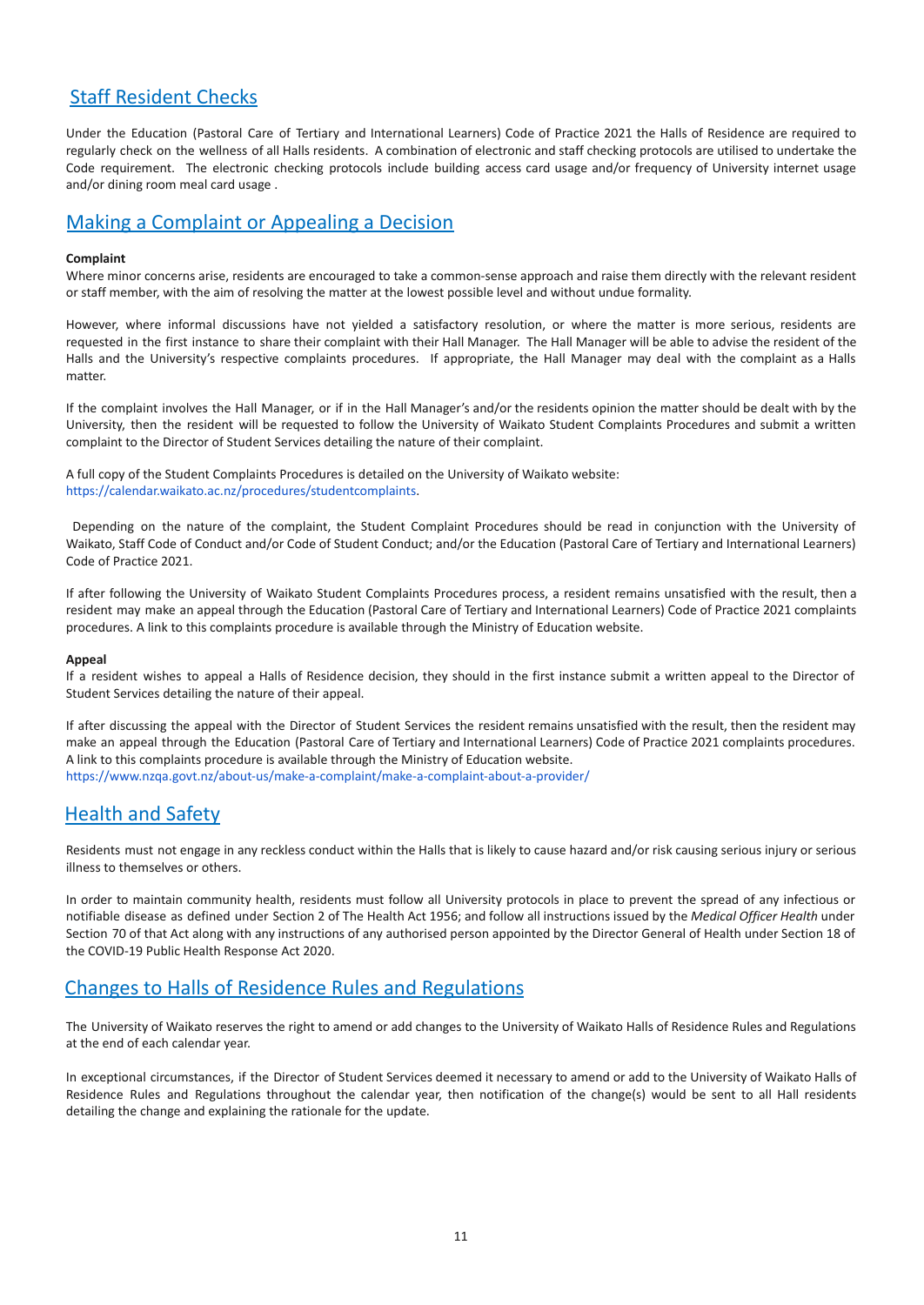## Staff Resident Checks

Under the Education (Pastoral Care of Tertiary and International Learners) Code of Practice 2021 the Halls of Residence are required to regularly check on the wellness of all Halls residents. A combination of electronic and staff checking protocols are utilised to undertake the Code requirement. The electronic checking protocols include building access card usage and/or frequency of University internet usage and/or dining room meal card usage .

## Making a Complaint or Appealing a Decision

**Complaint**

Where minor concerns arise, residents are encouraged to take a common-sense approach and raise them directly with the relevant resident or staff member, with the aim of resolving the matter at the lowest possible level and without undue formality.

However, where informal discussions have not yielded a satisfactory resolution, or where the matter is more serious, residents are requested in the first instance to share their complaint with their Hall Manager. The Hall Manager will be able to advise the resident of the Halls and the University's respective complaints procedures. If appropriate, the Hall Manager may deal with the complaint as a Halls matter.

If the complaint involves the Hall Manager, or if in the Hall Manager's and/or the residents opinion the matter should be dealt with by the University, then the resident will be requested to follow the University of Waikato Student Complaints Procedures and submit a written complaint to the Director of Student Services detailing the nature of their complaint.

A full copy of the Student Complaints Procedures is detailed on the University of Waikato website: https://calendar.waikato.ac.nz/procedures/studentcomplaints.

Depending on the nature of the complaint, the Student Complaint Procedures should be read in conjunction with the University of Waikato, Staff Code of Conduct and/or Code of Student Conduct; and/or the Education (Pastoral Care of Tertiary and International Learners) Code of Practice 2021.

If after following the University of Waikato Student Complaints Procedures process, a resident remains unsatisfied with the result, then a resident may make an appeal through the Education (Pastoral Care of Tertiary and International Learners) Code of Practice 2021 complaints procedures. A link to this complaints procedure is available through the Ministry of Education website.

**Appeal**

If a resident wishes to appeal a Halls of Residence decision, they should in the first instance submit a written appeal to the Director of Student Services detailing the nature of their appeal.

If after discussing the appeal with the Director of Student Services the resident remains unsatisfied with the result, then the resident may make an appeal through the Education (Pastoral Care of Tertiary and International Learners) Code of Practice 2021 complaints procedures. A link to this complaints procedure is available through the Ministry of Education website.
https://www.nzqa.govt.nz/about-us/make-a-complaint/make-a-complaint-about-a-provider/

## Health and Safety

Residents must not engage in any reckless conduct within the Halls that is likely to cause hazard and/or risk causing serious injury or serious illness to themselves or others.

In order to maintain community health, residents must follow all University protocols in place to prevent the spread of any infectious or notifiable disease as defined under Section 2 of The Health Act 1956; and follow all instructions issued by the *Medical Officer Health* under Section 70 of that Act along with any instructions of any authorised person appointed by the Director General of Health under Section 18 of the COVID-19 Public Health Response Act 2020.

## Changes to Halls of Residence Rules and Regulations

The University of Waikato reserves the right to amend or add changes to the University of Waikato Halls of Residence Rules and Regulations at the end of each calendar year.

In exceptional circumstances, if the Director of Student Services deemed it necessary to amend or add to the University of Waikato Halls of Residence Rules and Regulations throughout the calendar year, then notification of the change(s) would be sent to all Hall residents detailing the change and explaining the rationale for the update.